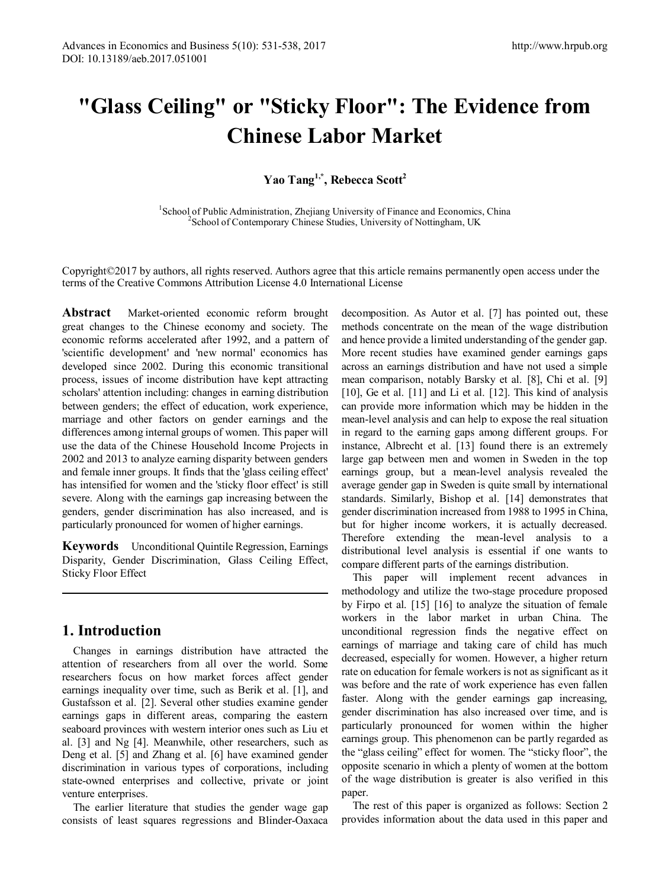# "Glass Ceiling" or "Sticky Floor": The Evidence from Chinese Labor Market

**Yao Tang[1,*], Rebecca Scott[2]**

[1]School of Public Administration, Zhejiang University of Finance and Economics, China
[2]School of Contemporary Chinese Studies, University of Nottingham, UK

Copyright©2017 by authors, all rights reserved. Authors agree that this article remains permanently open access under the terms of the Creative Commons Attribution License 4.0 International License

**Abstract** Market-oriented economic reform brought great changes to the Chinese economy and society. The economic reforms accelerated after 1992, and a pattern of 'scientific development' and 'new normal' economics has developed since 2002. During this economic transitional process, issues of income distribution have kept attracting scholars' attention including: changes in earning distribution between genders; the effect of education, work experience, marriage and other factors on gender earnings and the differences among internal groups of women. This paper will use the data of the Chinese Household Income Projects in 2002 and 2013 to analyze earning disparity between genders and female inner groups. It finds that the 'glass ceiling effect' has intensified for women and the 'sticky floor effect' is still severe. Along with the earnings gap increasing between the genders, gender discrimination has also increased, and is particularly pronounced for women of higher earnings.

**Keywords** Unconditional Quintile Regression, Earnings Disparity, Gender Discrimination, Glass Ceiling Effect, Sticky Floor Effect

## 1. Introduction

Changes in earnings distribution have attracted the attention of researchers from all over the world. Some researchers focus on how market forces affect gender earnings inequality over time, such as Berik et al. [1], and Gustafsson et al. [2]. Several other studies examine gender earnings gaps in different areas, comparing the eastern seaboard provinces with western interior ones such as Liu et al. [3] and Ng [4]. Meanwhile, other researchers, such as Deng et al. [5] and Zhang et al. [6] have examined gender discrimination in various types of corporations, including state-owned enterprises and collective, private or joint venture enterprises.

The earlier literature that studies the gender wage gap consists of least squares regressions and Blinder-Oaxaca decomposition. As Autor et al. [7] has pointed out, these methods concentrate on the mean of the wage distribution and hence provide a limited understanding of the gender gap. More recent studies have examined gender earnings gaps across an earnings distribution and have not used a simple mean comparison, notably Barsky et al. [8], Chi et al. [9] [10], Ge et al. [11] and Li et al. [12]. This kind of analysis can provide more information which may be hidden in the mean-level analysis and can help to expose the real situation in regard to the earning gaps among different groups. For instance, Albrecht et al. [13] found there is an extremely large gap between men and women in Sweden in the top earnings group, but a mean-level analysis revealed the average gender gap in Sweden is quite small by international standards. Similarly, Bishop et al. [14] demonstrates that gender discrimination increased from 1988 to 1995 in China, but for higher income workers, it is actually decreased. Therefore extending the mean-level analysis to a distributional level analysis is essential if one wants to compare different parts of the earnings distribution.

This paper will implement recent advances in methodology and utilize the two-stage procedure proposed by Firpo et al. [15] [16] to analyze the situation of female workers in the labor market in urban China. The unconditional regression finds the negative effect on earnings of marriage and taking care of child has much decreased, especially for women. However, a higher return rate on education for female workers is not as significant as it was before and the rate of work experience has even fallen faster. Along with the gender earnings gap increasing, gender discrimination has also increased over time, and is particularly pronounced for women within the higher earnings group. This phenomenon can be partly regarded as the "glass ceiling" effect for women. The "sticky floor", the opposite scenario in which a plenty of women at the bottom of the wage distribution is greater is also verified in this paper.

The rest of this paper is organized as follows: Section 2 provides information about the data used in this paper and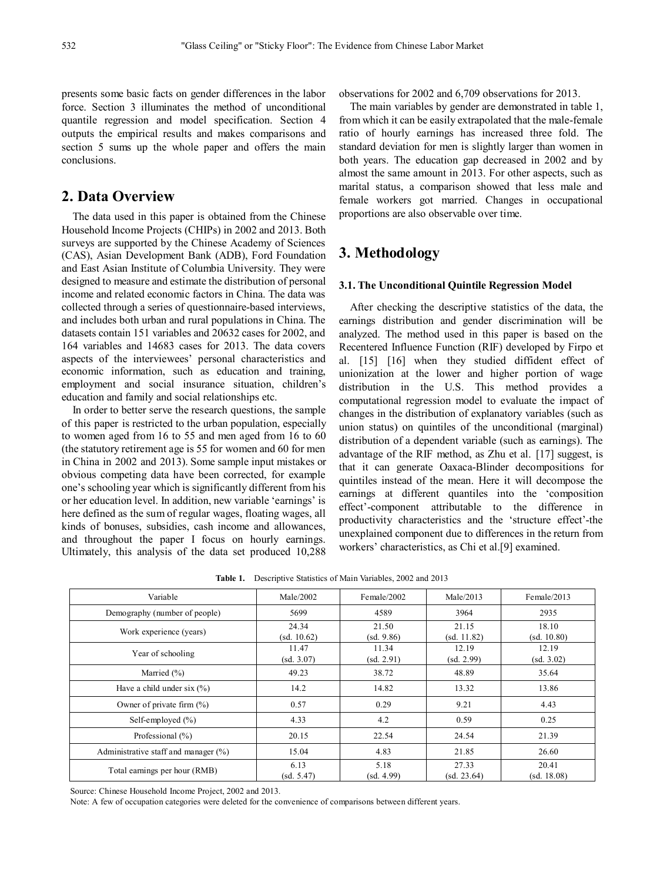presents some basic facts on gender differences in the labor force. Section 3 illuminates the method of unconditional quantile regression and model specification. Section 4 outputs the empirical results and makes comparisons and section 5 sums up the whole paper and offers the main conclusions.

## 2. Data Overview

The data used in this paper is obtained from the Chinese Household Income Projects (CHIPs) in 2002 and 2013. Both surveys are supported by the Chinese Academy of Sciences (CAS), Asian Development Bank (ADB), Ford Foundation and East Asian Institute of Columbia University. They were designed to measure and estimate the distribution of personal income and related economic factors in China. The data was collected through a series of questionnaire-based interviews, and includes both urban and rural populations in China. The datasets contain 151 variables and 20632 cases for 2002, and 164 variables and 14683 cases for 2013. The data covers aspects of the interviewees' personal characteristics and economic information, such as education and training, employment and social insurance situation, children's education and family and social relationships etc.

In order to better serve the research questions, the sample of this paper is restricted to the urban population, especially to women aged from 16 to 55 and men aged from 16 to 60 (the statutory retirement age is 55 for women and 60 for men in China in 2002 and 2013). Some sample input mistakes or obvious competing data have been corrected, for example one's schooling year which is significantly different from his or her education level. In addition, new variable 'earnings' is here defined as the sum of regular wages, floating wages, all kinds of bonuses, subsidies, cash income and allowances, and throughout the paper I focus on hourly earnings. Ultimately, this analysis of the data set produced 10,288 observations for 2002 and 6,709 observations for 2013.

The main variables by gender are demonstrated in table 1, from which it can be easily extrapolated that the male-female ratio of hourly earnings has increased three fold. The standard deviation for men is slightly larger than women in both years. The education gap decreased in 2002 and by almost the same amount in 2013. For other aspects, such as marital status, a comparison showed that less male and female workers got married. Changes in occupational proportions are also observable over time.

## 3. Methodology

### 3.1. The Unconditional Quintile Regression Model

After checking the descriptive statistics of the data, the earnings distribution and gender discrimination will be analyzed. The method used in this paper is based on the Recentered Influence Function (RIF) developed by Firpo et al. [15] [16] when they studied diffident effect of unionization at the lower and higher portion of wage distribution in the U.S. This method provides a computational regression model to evaluate the impact of changes in the distribution of explanatory variables (such as union status) on quintiles of the unconditional (marginal) distribution of a dependent variable (such as earnings). The advantage of the RIF method, as Zhu et al. [17] suggest, is that it can generate Oaxaca-Blinder decompositions for quintiles instead of the mean. Here it will decompose the earnings at different quantiles into the 'composition effect'-component attributable to the difference in productivity characteristics and the 'structure effect'-the unexplained component due to differences in the return from workers' characteristics, as Chi et al.[9] examined.

**Table 1.** Descriptive Statistics of Main Variables, 2002 and 2013

| Variable | Male/2002 | Female/2002 | Male/2013 | Female/2013 |
|---|---|---|---|---|
| Demography (number of people) | 5699 | 4589 | 3964 | 2935 |
| Work experience (years) | 24.34 (sd. 10.62) | 21.50 (sd. 9.86) | 21.15 (sd. 11.82) | 18.10 (sd. 10.80) |
| Year of schooling | 11.47 (sd. 3.07) | 11.34 (sd. 2.91) | 12.19 (sd. 2.99) | 12.19 (sd. 3.02) |
| Married (%) | 49.23 | 38.72 | 48.89 | 35.64 |
| Have a child under six (%) | 14.2 | 14.82 | 13.32 | 13.86 |
| Owner of private firm (%) | 0.57 | 0.29 | 9.21 | 4.43 |
| Self-employed (%) | 4.33 | 4.2 | 0.59 | 0.25 |
| Professional (%) | 20.15 | 22.54 | 24.54 | 21.39 |
| Administrative staff and manager (%) | 15.04 | 4.83 | 21.85 | 26.60 |
| Total earnings per hour (RMB) | 6.13 (sd. 5.47) | 5.18 (sd. 4.99) | 27.33 (sd. 23.64) | 20.41 (sd. 18.08) |

Source: Chinese Household Income Project, 2002 and 2013.

Note: A few of occupation categories were deleted for the convenience of comparisons between different years.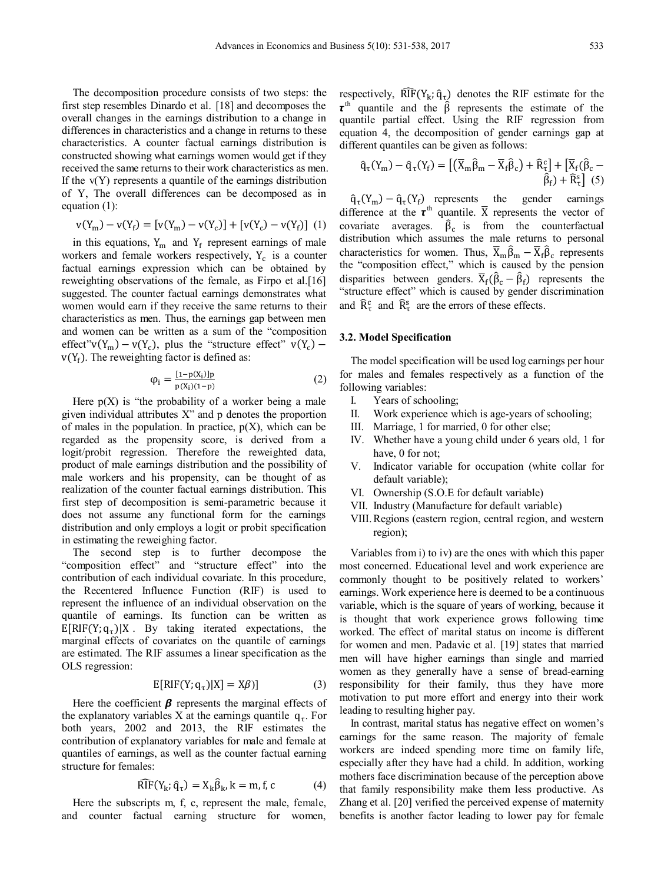The decomposition procedure consists of two steps: the first step resembles Dinardo et al. [18] and decomposes the overall changes in the earnings distribution to a change in differences in characteristics and a change in returns to these characteristics. A counter factual earnings distribution is constructed showing what earnings women would get if they received the same returns to their work characteristics as men. If the $v(Y)$ represents a quantile of the earnings distribution of Y, The overall differences can be decomposed as in equation (1):

$$v(Y_m) - v(Y_f) = [v(Y_m) - v(Y_c)] + [v(Y_c) - v(Y_f)] \quad (1)$$

in this equations, $Y_m$ and $Y_f$ represent earnings of male workers and female workers respectively, $Y_c$ is a counter factual earnings expression which can be obtained by reweighting observations of the female, as Firpo et al.[16] suggested. The counter factual earnings demonstrates what women would earn if they receive the same returns to their characteristics as men. Thus, the earnings gap between men and women can be written as a sum of the "composition effect"$v(Y_m) - v(Y_c)$, plus the "structure effect" $v(Y_c) - v(Y_f)$. The reweighting factor is defined as:

$$\varphi_i = \frac{[1-p(X_i)]p}{p(X_i)(1-p)} \quad (2)$$

Here $p(X)$ is "the probability of a worker being a male given individual attributes X" and p denotes the proportion of males in the population. In practice, $p(X)$, which can be regarded as the propensity score, is derived from a logit/probit regression. Therefore the reweighted data, product of male earnings distribution and the possibility of male workers and his propensity, can be thought of as realization of the counter factual earnings distribution. This first step of decomposition is semi-parametric because it does not assume any functional form for the earnings distribution and only employs a logit or probit specification in estimating the reweighing factor.

The second step is to further decompose the "composition effect" and "structure effect" into the contribution of each individual covariate. In this procedure, the Recentered Influence Function (RIF) is used to represent the influence of an individual observation on the quantile of earnings. Its function can be written as $E[RIF(Y; q_\tau)|X$. By taking iterated expectations, the marginal effects of covariates on the quantile of earnings are estimated. The RIF assumes a linear specification as the OLS regression:

$$E[RIF(Y; q_\tau)|X] = X\beta)] \quad (3)$$

Here the coefficient $\boldsymbol{\beta}$ represents the marginal effects of the explanatory variables X at the earnings quantile $q_\tau$. For both years, 2002 and 2013, the RIF estimates the contribution of explanatory variables for male and female at quantiles of earnings, as well as the counter factual earning structure for females:

$$\widehat{RIF}(Y_k; \hat{q}_\tau) = X_k\hat{\beta}_k, k = m, f, c \quad (4)$$

Here the subscripts m, f, c, represent the male, female, and counter factual earning structure for women, respectively, $\widehat{RIF}(Y_k; \hat{q}_\tau)$ denotes the RIF estimate for the $\boldsymbol{\tau}^{th}$ quantile and the $\hat{\beta}$ represents the estimate of the quantile partial effect. Using the RIF regression from equation 4, the decomposition of gender earnings gap at different quantiles can be given as follows:

$$\hat{q}_\tau(Y_m) - \hat{q}_\tau(Y_f) = \left[\left(\overline{X}_m\hat{\beta}_m - \overline{X}_f\hat{\beta}_c\right) + \hat{R}_\tau^c\right] + \left[\overline{X}_f(\hat{\beta}_c - \hat{\beta}_f) + \hat{R}_\tau^s\right] \quad (5)$$

$\hat{q}_\tau(Y_m) - \hat{q}_\tau(Y_f)$ represents the gender earnings difference at the $\boldsymbol{\tau}^{th}$ quantile. $\overline{X}$ represents the vector of covariate averages. $\hat{\beta}_c$ is from the counterfactual distribution which assumes the male returns to personal characteristics for women. Thus, $\overline{X}_m\hat{\beta}_m - \overline{X}_f\hat{\beta}_c$ represents the "composition effect," which is caused by the pension disparities between genders. $\overline{X}_f(\hat{\beta}_c - \hat{\beta}_f)$ represents the "structure effect" which is caused by gender discrimination and $\hat{R}_\tau^c$ and $\hat{R}_\tau^s$ are the errors of these effects.

### 3.2. Model Specification

The model specification will be used log earnings per hour for males and females respectively as a function of the following variables:

I. Years of schooling;
II. Work experience which is age-years of schooling;
III. Marriage, 1 for married, 0 for other else;
IV. Whether have a young child under 6 years old, 1 for have, 0 for not;
V. Indicator variable for occupation (white collar for default variable);
VI. Ownership (S.O.E for default variable)
VII. Industry (Manufacture for default variable)
VIII. Regions (eastern region, central region, and western region);

Variables from i) to iv) are the ones with which this paper most concerned. Educational level and work experience are commonly thought to be positively related to workers' earnings. Work experience here is deemed to be a continuous variable, which is the square of years of working, because it is thought that work experience grows following time worked. The effect of marital status on income is different for women and men. Padavic et al. [19] states that married men will have higher earnings than single and married women as they generally have a sense of bread-earning responsibility for their family, thus they have more motivation to put more effort and energy into their work leading to resulting higher pay.

In contrast, marital status has negative effect on women's earnings for the same reason. The majority of female workers are indeed spending more time on family life, especially after they have had a child. In addition, working mothers face discrimination because of the perception above that family responsibility make them less productive. As Zhang et al. [20] verified the perceived expense of maternity benefits is another factor leading to lower pay for female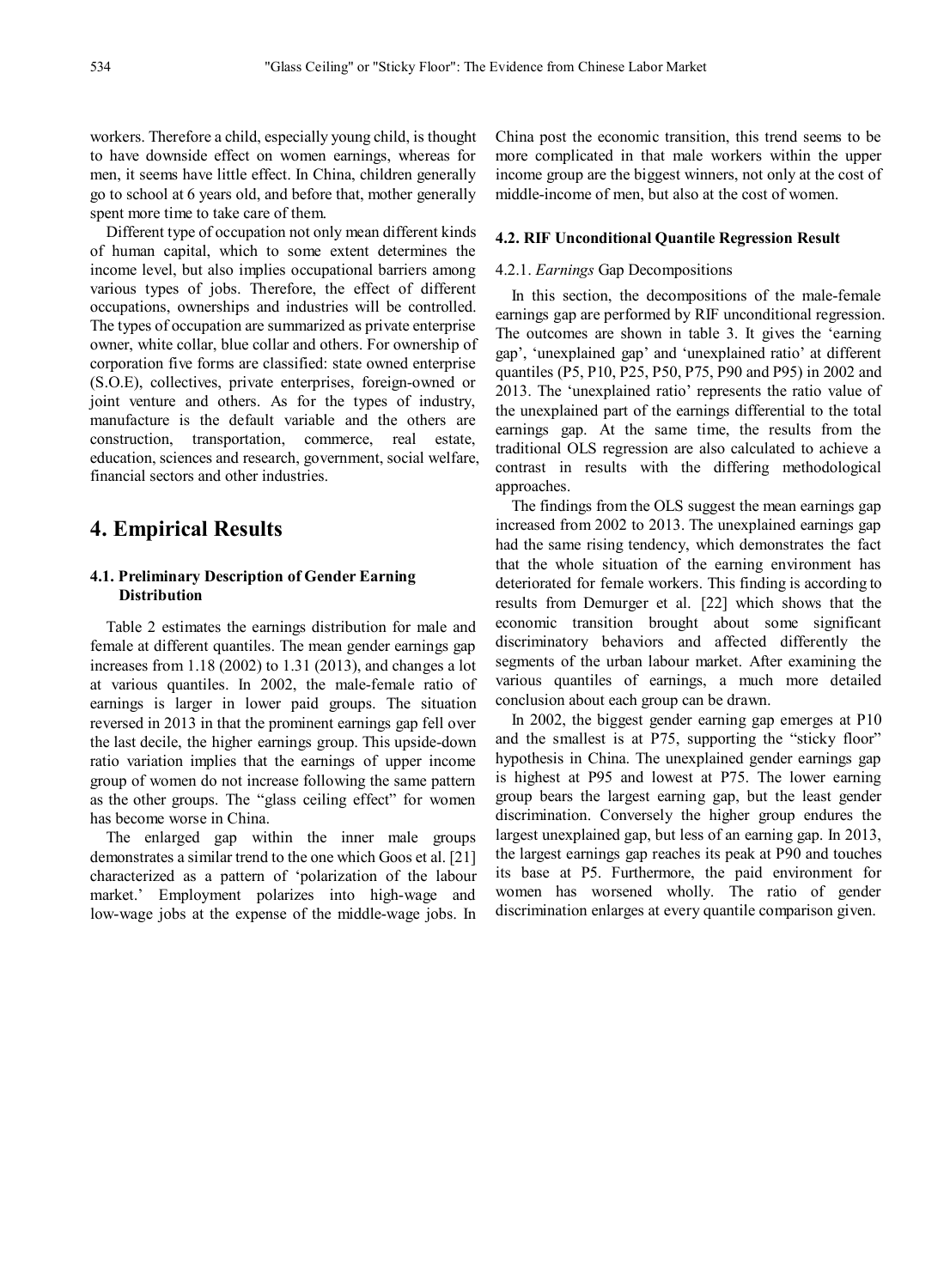workers. Therefore a child, especially young child, is thought to have downside effect on women earnings, whereas for men, it seems have little effect. In China, children generally go to school at 6 years old, and before that, mother generally spent more time to take care of them.

Different type of occupation not only mean different kinds of human capital, which to some extent determines the income level, but also implies occupational barriers among various types of jobs. Therefore, the effect of different occupations, ownerships and industries will be controlled. The types of occupation are summarized as private enterprise owner, white collar, blue collar and others. For ownership of corporation five forms are classified: state owned enterprise (S.O.E), collectives, private enterprises, foreign-owned or joint venture and others. As for the types of industry, manufacture is the default variable and the others are construction, transportation, commerce, real estate, education, sciences and research, government, social welfare, financial sectors and other industries.

# 4. Empirical Results

## 4.1. Preliminary Description of Gender Earning Distribution

Table 2 estimates the earnings distribution for male and female at different quantiles. The mean gender earnings gap increases from 1.18 (2002) to 1.31 (2013), and changes a lot at various quantiles. In 2002, the male-female ratio of earnings is larger in lower paid groups. The situation reversed in 2013 in that the prominent earnings gap fell over the last decile, the higher earnings group. This upside-down ratio variation implies that the earnings of upper income group of women do not increase following the same pattern as the other groups. The "glass ceiling effect" for women has become worse in China.

The enlarged gap within the inner male groups demonstrates a similar trend to the one which Goos et al. [21] characterized as a pattern of 'polarization of the labour market.' Employment polarizes into high-wage and low-wage jobs at the expense of the middle-wage jobs. In China post the economic transition, this trend seems to be more complicated in that male workers within the upper income group are the biggest winners, not only at the cost of middle-income of men, but also at the cost of women.

## 4.2. RIF Unconditional Quantile Regression Result

### 4.2.1. *Earnings* Gap Decompositions

In this section, the decompositions of the male-female earnings gap are performed by RIF unconditional regression. The outcomes are shown in table 3. It gives the 'earning gap', 'unexplained gap' and 'unexplained ratio' at different quantiles (P5, P10, P25, P50, P75, P90 and P95) in 2002 and 2013. The 'unexplained ratio' represents the ratio value of the unexplained part of the earnings differential to the total earnings gap. At the same time, the results from the traditional OLS regression are also calculated to achieve a contrast in results with the differing methodological approaches.

The findings from the OLS suggest the mean earnings gap increased from 2002 to 2013. The unexplained earnings gap had the same rising tendency, which demonstrates the fact that the whole situation of the earning environment has deteriorated for female workers. This finding is according to results from Demurger et al. [22] which shows that the economic transition brought about some significant discriminatory behaviors and affected differently the segments of the urban labour market. After examining the various quantiles of earnings, a much more detailed conclusion about each group can be drawn.

In 2002, the biggest gender earning gap emerges at P10 and the smallest is at P75, supporting the "sticky floor" hypothesis in China. The unexplained gender earnings gap is highest at P95 and lowest at P75. The lower earning group bears the largest earning gap, but the least gender discrimination. Conversely the higher group endures the largest unexplained gap, but less of an earning gap. In 2013, the largest earnings gap reaches its peak at P90 and touches its base at P5. Furthermore, the paid environment for women has worsened wholly. The ratio of gender discrimination enlarges at every quantile comparison given.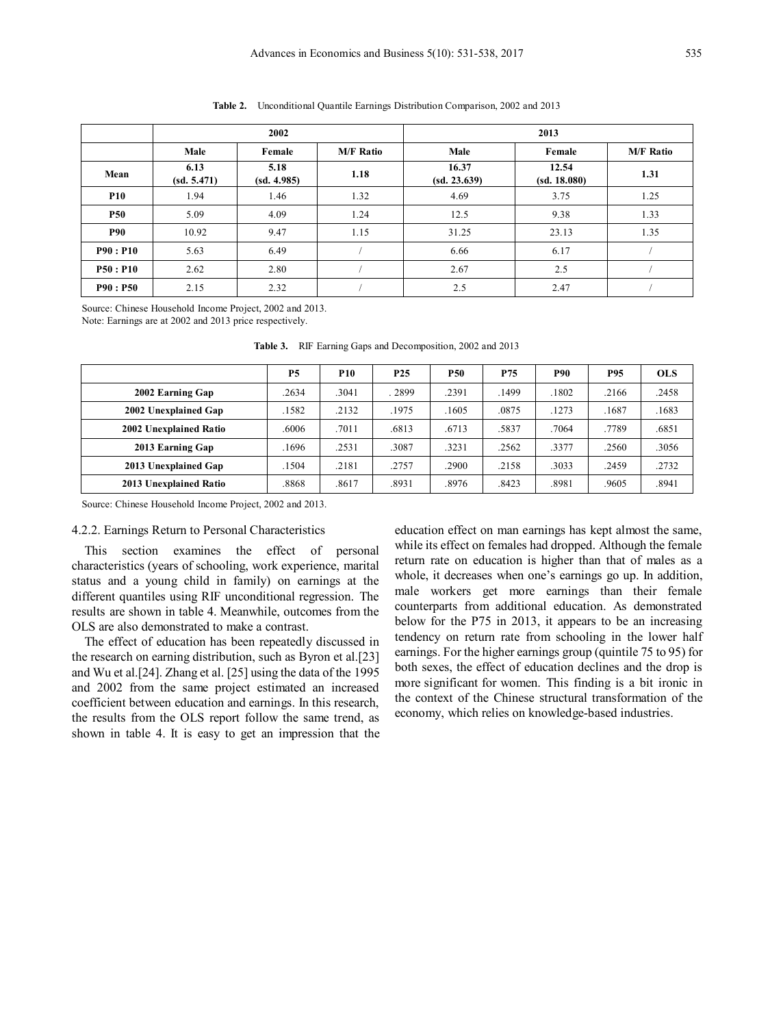**Table 2.** Unconditional Quantile Earnings Distribution Comparison, 2002 and 2013

| | 2002 | | | 2013 | | |
|---|---|---|---|---|---|---|
| | Male | Female | M/F Ratio | Male | Female | M/F Ratio |
| **Mean** | **6.13 (sd. 5.471)** | **5.18 (sd. 4.985)** | **1.18** | **16.37 (sd. 23.639)** | **12.54 (sd. 18.080)** | **1.31** |
| **P10** | 1.94 | 1.46 | 1.32 | 4.69 | 3.75 | 1.25 |
| **P50** | 5.09 | 4.09 | 1.24 | 12.5 | 9.38 | 1.33 |
| **P90** | 10.92 | 9.47 | 1.15 | 31.25 | 23.13 | 1.35 |
| **P90 : P10** | 5.63 | 6.49 | / | 6.66 | 6.17 | / |
| **P50 : P10** | 2.62 | 2.80 | / | 2.67 | 2.5 | / |
| **P90 : P50** | 2.15 | 2.32 | / | 2.5 | 2.47 | / |

Source: Chinese Household Income Project, 2002 and 2013.
Note: Earnings are at 2002 and 2013 price respectively.

**Table 3.** RIF Earning Gaps and Decomposition, 2002 and 2013

| | P5 | P10 | P25 | P50 | P75 | P90 | P95 | OLS |
|---|---|---|---|---|---|---|---|---|
| **2002 Earning Gap** | .2634 | .3041 | . 2899 | .2391 | .1499 | .1802 | .2166 | .2458 |
| **2002 Unexplained Gap** | .1582 | .2132 | .1975 | .1605 | .0875 | .1273 | .1687 | .1683 |
| **2002 Unexplained Ratio** | .6006 | .7011 | .6813 | .6713 | .5837 | .7064 | .7789 | .6851 |
| **2013 Earning Gap** | .1696 | .2531 | .3087 | .3231 | .2562 | .3377 | .2560 | .3056 |
| **2013 Unexplained Gap** | .1504 | .2181 | .2757 | .2900 | .2158 | .3033 | .2459 | .2732 |
| **2013 Unexplained Ratio** | .8868 | .8617 | .8931 | .8976 | .8423 | .8981 | .9605 | .8941 |

Source: Chinese Household Income Project, 2002 and 2013.

#### 4.2.2. Earnings Return to Personal Characteristics

This section examines the effect of personal characteristics (years of schooling, work experience, marital status and a young child in family) on earnings at the different quantiles using RIF unconditional regression. The results are shown in table 4. Meanwhile, outcomes from the OLS are also demonstrated to make a contrast.

The effect of education has been repeatedly discussed in the research on earning distribution, such as Byron et al.[23] and Wu et al.[24]. Zhang et al. [25] using the data of the 1995 and 2002 from the same project estimated an increased coefficient between education and earnings. In this research, the results from the OLS report follow the same trend, as shown in table 4. It is easy to get an impression that the education effect on man earnings has kept almost the same, while its effect on females had dropped. Although the female return rate on education is higher than that of males as a whole, it decreases when one's earnings go up. In addition, male workers get more earnings than their female counterparts from additional education. As demonstrated below for the P75 in 2013, it appears to be an increasing tendency on return rate from schooling in the lower half earnings. For the higher earnings group (quintile 75 to 95) for both sexes, the effect of education declines and the drop is more significant for women. This finding is a bit ironic in the context of the Chinese structural transformation of the economy, which relies on knowledge-based industries.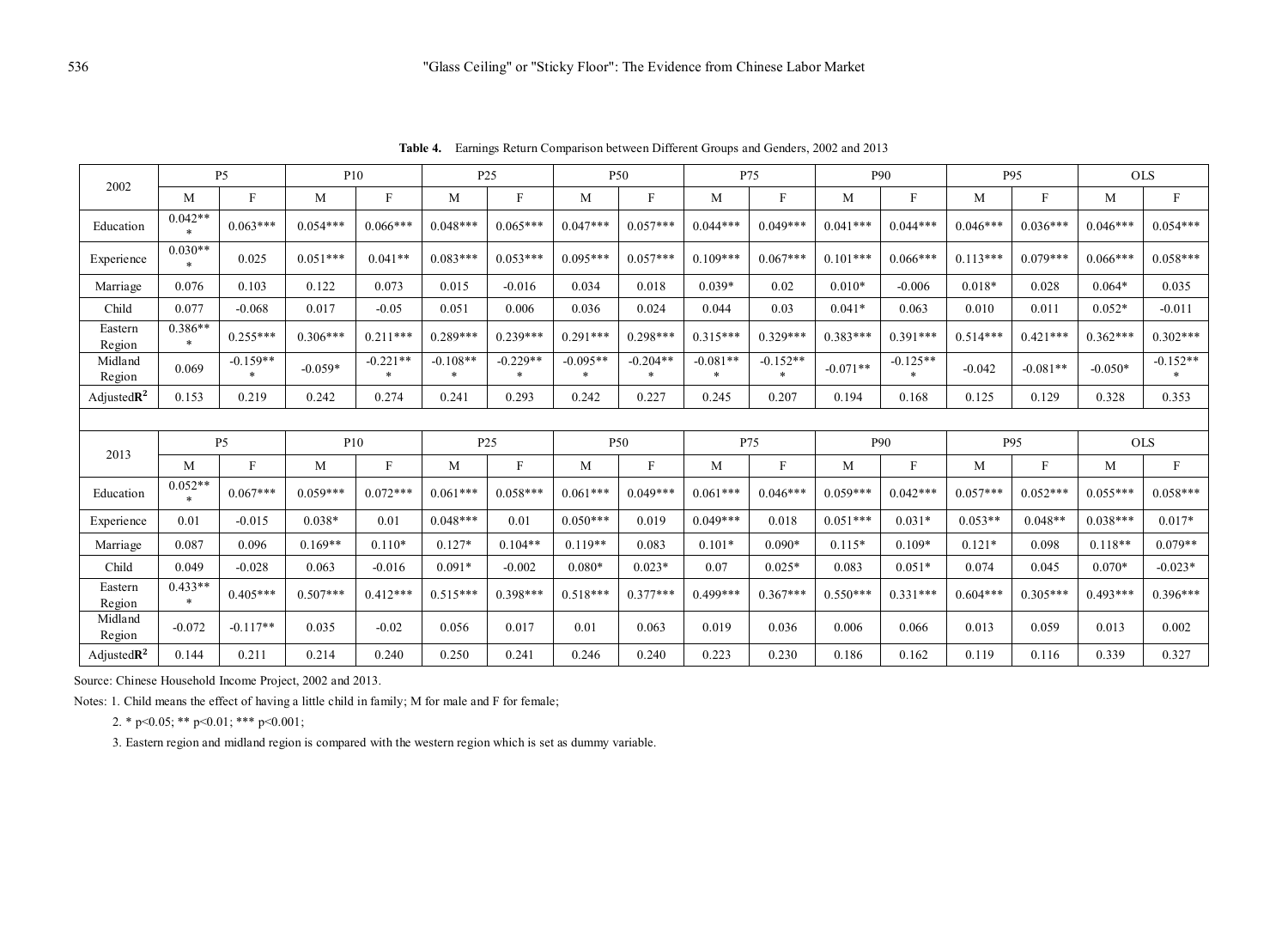**Table 4.** Earnings Return Comparison between Different Groups and Genders, 2002 and 2013

| 2002 | P5 | | P10 | | P25 | | P50 | | P75 | | P90 | | P95 | | OLS | |
|---|---|---|---|---|---|---|---|---|---|---|---|---|---|---|---|---|
| | M | F | M | F | M | F | M | F | M | F | M | F | M | F | M | F |
| Education | 0.042*** | 0.063*** | 0.054*** | 0.066*** | 0.048*** | 0.065*** | 0.047*** | 0.057*** | 0.044*** | 0.049*** | 0.041*** | 0.044*** | 0.046*** | 0.036*** | 0.046*** | 0.054*** |
| Experience | 0.030*** | 0.025 | 0.051*** | 0.041** | 0.083*** | 0.053*** | 0.095*** | 0.057*** | 0.109*** | 0.067*** | 0.101*** | 0.066*** | 0.113*** | 0.079*** | 0.066*** | 0.058*** |
| Marriage | 0.076 | 0.103 | 0.122 | 0.073 | 0.015 | -0.016 | 0.034 | 0.018 | 0.039* | 0.02 | 0.010* | -0.006 | 0.018* | 0.028 | 0.064* | 0.035 |
| Child | 0.077 | -0.068 | 0.017 | -0.05 | 0.051 | 0.006 | 0.036 | 0.024 | 0.044 | 0.03 | 0.041* | 0.063 | 0.010 | 0.011 | 0.052* | -0.011 |
| Eastern Region | 0.386*** | 0.255*** | 0.306*** | 0.211*** | 0.289*** | 0.239*** | 0.291*** | 0.298*** | 0.315*** | 0.329*** | 0.383*** | 0.391*** | 0.514*** | 0.421*** | 0.362*** | 0.302*** |
| Midland Region | 0.069 | -0.159*** | -0.059* | -0.221*** | -0.108*** | -0.229*** | -0.095*** | -0.204*** | -0.081*** | -0.152*** | -0.071** | -0.125*** | -0.042 | -0.081** | -0.050* | -0.152*** |
| Adjusted$R^2$ | 0.153 | 0.219 | 0.242 | 0.274 | 0.241 | 0.293 | 0.242 | 0.227 | 0.245 | 0.207 | 0.194 | 0.168 | 0.125 | 0.129 | 0.328 | 0.353 |
| | | | | | | | | | | | | | | | | |
| **2013** | **P5** | | **P10** | | **P25** | | **P50** | | **P75** | | **P90** | | **P95** | | **OLS** | |
| | M | F | M | F | M | F | M | F | M | F | M | F | M | F | M | F |
| Education | 0.052*** | 0.067*** | 0.059*** | 0.072*** | 0.061*** | 0.058*** | 0.061*** | 0.049*** | 0.061*** | 0.046*** | 0.059*** | 0.042*** | 0.057*** | 0.052*** | 0.055*** | 0.058*** |
| Experience | 0.01 | -0.015 | 0.038* | 0.01 | 0.048*** | 0.01 | 0.050*** | 0.019 | 0.049*** | 0.018 | 0.051*** | 0.031* | 0.053** | 0.048** | 0.038*** | 0.017* |
| Marriage | 0.087 | 0.096 | 0.169** | 0.110* | 0.127* | 0.104** | 0.119** | 0.083 | 0.101* | 0.090* | 0.115* | 0.109* | 0.121* | 0.098 | 0.118** | 0.079** |
| Child | 0.049 | -0.028 | 0.063 | -0.016 | 0.091* | -0.002 | 0.080* | 0.023* | 0.07 | 0.025* | 0.083 | 0.051* | 0.074 | 0.045 | 0.070* | -0.023* |
| Eastern Region | 0.433*** | 0.405*** | 0.507*** | 0.412*** | 0.515*** | 0.398*** | 0.518*** | 0.377*** | 0.499*** | 0.367*** | 0.550*** | 0.331*** | 0.604*** | 0.305*** | 0.493*** | 0.396*** |
| Midland Region | -0.072 | -0.117** | 0.035 | -0.02 | 0.056 | 0.017 | 0.01 | 0.063 | 0.019 | 0.036 | 0.006 | 0.066 | 0.013 | 0.059 | 0.013 | 0.002 |
| Adjusted$R^2$ | 0.144 | 0.211 | 0.214 | 0.240 | 0.250 | 0.241 | 0.246 | 0.240 | 0.223 | 0.230 | 0.186 | 0.162 | 0.119 | 0.116 | 0.339 | 0.327 |

Source: Chinese Household Income Project, 2002 and 2013.

Notes: 1. Child means the effect of having a little child in family; M for male and F for female;

2. * p<0.05; ** p<0.01; *** p<0.001;

3. Eastern region and midland region is compared with the western region which is set as dummy variable.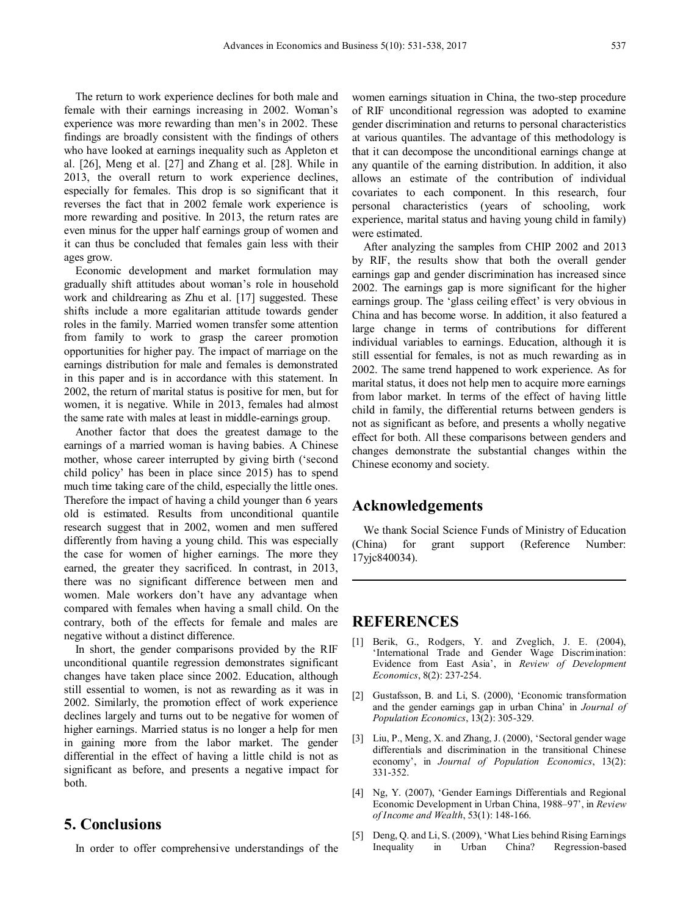The return to work experience declines for both male and female with their earnings increasing in 2002. Woman's experience was more rewarding than men's in 2002. These findings are broadly consistent with the findings of others who have looked at earnings inequality such as Appleton et al. [26], Meng et al. [27] and Zhang et al. [28]. While in 2013, the overall return to work experience declines, especially for females. This drop is so significant that it reverses the fact that in 2002 female work experience is more rewarding and positive. In 2013, the return rates are even minus for the upper half earnings group of women and it can thus be concluded that females gain less with their ages grow.

Economic development and market formulation may gradually shift attitudes about woman's role in household work and childrearing as Zhu et al. [17] suggested. These shifts include a more egalitarian attitude towards gender roles in the family. Married women transfer some attention from family to work to grasp the career promotion opportunities for higher pay. The impact of marriage on the earnings distribution for male and females is demonstrated in this paper and is in accordance with this statement. In 2002, the return of marital status is positive for men, but for women, it is negative. While in 2013, females had almost the same rate with males at least in middle-earnings group.

Another factor that does the greatest damage to the earnings of a married woman is having babies. A Chinese mother, whose career interrupted by giving birth ('second child policy' has been in place since 2015) has to spend much time taking care of the child, especially the little ones. Therefore the impact of having a child younger than 6 years old is estimated. Results from unconditional quantile research suggest that in 2002, women and men suffered differently from having a young child. This was especially the case for women of higher earnings. The more they earned, the greater they sacrificed. In contrast, in 2013, there was no significant difference between men and women. Male workers don't have any advantage when compared with females when having a small child. On the contrary, both of the effects for female and males are negative without a distinct difference.

In short, the gender comparisons provided by the RIF unconditional quantile regression demonstrates significant changes have taken place since 2002. Education, although still essential to women, is not as rewarding as it was in 2002. Similarly, the promotion effect of work experience declines largely and turns out to be negative for women of higher earnings. Married status is no longer a help for men in gaining more from the labor market. The gender differential in the effect of having a little child is not as significant as before, and presents a negative impact for both.

## 5. Conclusions

In order to offer comprehensive understandings of the women earnings situation in China, the two-step procedure of RIF unconditional regression was adopted to examine gender discrimination and returns to personal characteristics at various quantiles. The advantage of this methodology is that it can decompose the unconditional earnings change at any quantile of the earning distribution. In addition, it also allows an estimate of the contribution of individual covariates to each component. In this research, four personal characteristics (years of schooling, work experience, marital status and having young child in family) were estimated.

After analyzing the samples from CHIP 2002 and 2013 by RIF, the results show that both the overall gender earnings gap and gender discrimination has increased since 2002. The earnings gap is more significant for the higher earnings group. The 'glass ceiling effect' is very obvious in China and has become worse. In addition, it also featured a large change in terms of contributions for different individual variables to earnings. Education, although it is still essential for females, is not as much rewarding as in 2002. The same trend happened to work experience. As for marital status, it does not help men to acquire more earnings from labor market. In terms of the effect of having little child in family, the differential returns between genders is not as significant as before, and presents a wholly negative effect for both. All these comparisons between genders and changes demonstrate the substantial changes within the Chinese economy and society.

## Acknowledgements

We thank Social Science Funds of Ministry of Education (China) for grant support (Reference Number: 17yjc840034).

## REFERENCES

[1] Berik, G., Rodgers, Y. and Zveglich, J. E. (2004), 'International Trade and Gender Wage Discrimination: Evidence from East Asia', in *Review of Development Economics*, 8(2): 237-254.

[2] Gustafsson, B. and Li, S. (2000), 'Economic transformation and the gender earnings gap in urban China' in *Journal of Population Economics*, 13(2): 305-329.

[3] Liu, P., Meng, X. and Zhang, J. (2000), 'Sectoral gender wage differentials and discrimination in the transitional Chinese economy', in *Journal of Population Economics*, 13(2): 331-352.

[4] Ng, Y. (2007), 'Gender Earnings Differentials and Regional Economic Development in Urban China, 1988–97', in *Review of Income and Wealth*, 53(1): 148-166.

[5] Deng, Q. and Li, S. (2009), 'What Lies behind Rising Earnings Inequality in Urban China? Regression-based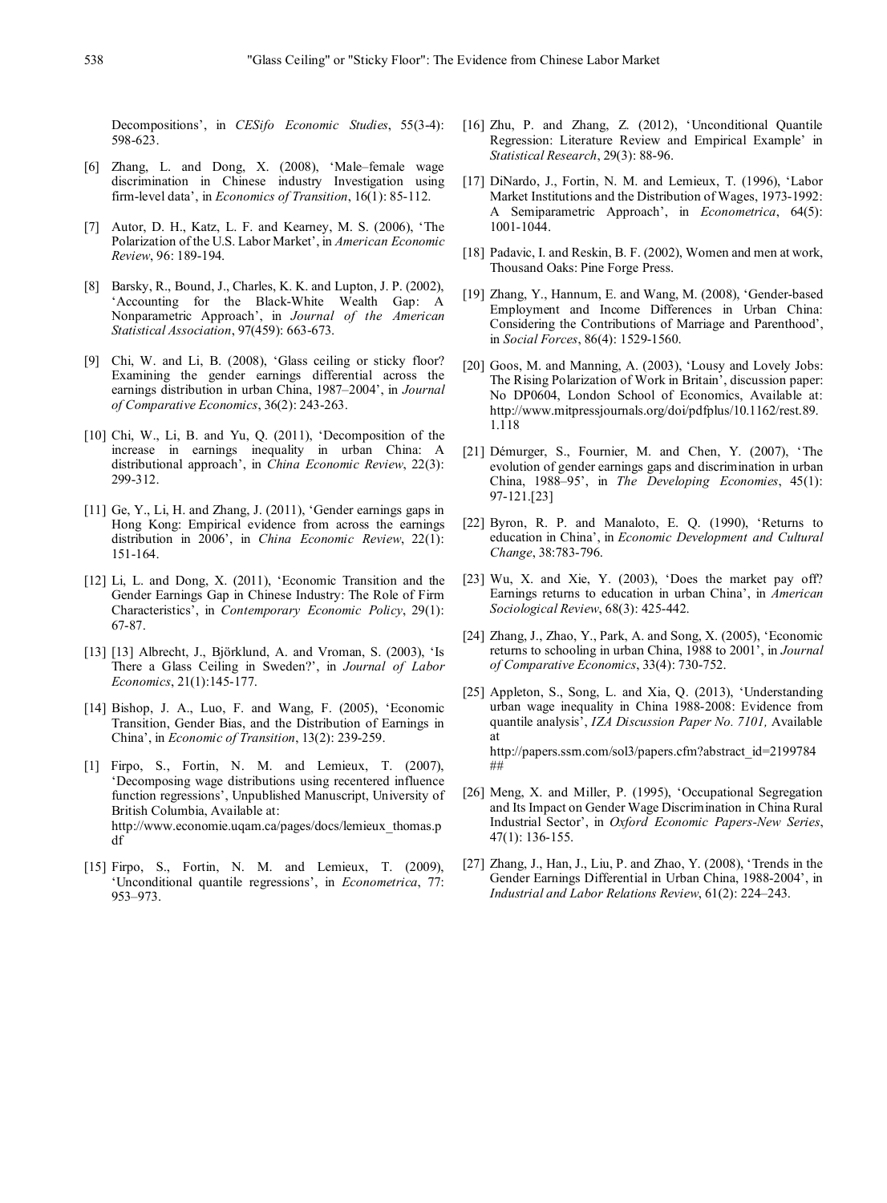Decompositions', in *CESifo Economic Studies*, 55(3-4): 598-623.

[6] Zhang, L. and Dong, X. (2008), 'Male–female wage discrimination in Chinese industry Investigation using firm-level data', in *Economics of Transition*, 16(1): 85-112.

[7] Autor, D. H., Katz, L. F. and Kearney, M. S. (2006), 'The Polarization of the U.S. Labor Market', in *American Economic Review*, 96: 189-194.

[8] Barsky, R., Bound, J., Charles, K. K. and Lupton, J. P. (2002), 'Accounting for the Black-White Wealth Gap: A Nonparametric Approach', in *Journal of the American Statistical Association*, 97(459): 663-673.

[9] Chi, W. and Li, B. (2008), 'Glass ceiling or sticky floor? Examining the gender earnings differential across the earnings distribution in urban China, 1987–2004', in *Journal of Comparative Economics*, 36(2): 243-263.

[10] Chi, W., Li, B. and Yu, Q. (2011), 'Decomposition of the increase in earnings inequality in urban China: A distributional approach', in *China Economic Review*, 22(3): 299-312.

[11] Ge, Y., Li, H. and Zhang, J. (2011), 'Gender earnings gaps in Hong Kong: Empirical evidence from across the earnings distribution in 2006', in *China Economic Review*, 22(1): 151-164.

[12] Li, L. and Dong, X. (2011), 'Economic Transition and the Gender Earnings Gap in Chinese Industry: The Role of Firm Characteristics', in *Contemporary Economic Policy*, 29(1): 67-87.

[13] [13] Albrecht, J., Björklund, A. and Vroman, S. (2003), 'Is There a Glass Ceiling in Sweden?', in *Journal of Labor Economics*, 21(1):145-177.

[14] Bishop, J. A., Luo, F. and Wang, F. (2005), 'Economic Transition, Gender Bias, and the Distribution of Earnings in China', in *Economic of Transition*, 13(2): 239-259.

[1] Firpo, S., Fortin, N. M. and Lemieux, T. (2007), 'Decomposing wage distributions using recentered influence function regressions', Unpublished Manuscript, University of British Columbia, Available at: http://www.economie.uqam.ca/pages/docs/lemieux_thomas.pdf

[15] Firpo, S., Fortin, N. M. and Lemieux, T. (2009), 'Unconditional quantile regressions', in *Econometrica*, 77: 953–973.

[16] Zhu, P. and Zhang, Z. (2012), 'Unconditional Quantile Regression: Literature Review and Empirical Example' in *Statistical Research*, 29(3): 88-96.

[17] DiNardo, J., Fortin, N. M. and Lemieux, T. (1996), 'Labor Market Institutions and the Distribution of Wages, 1973-1992: A Semiparametric Approach', in *Econometrica*, 64(5): 1001-1044.

[18] Padavic, I. and Reskin, B. F. (2002), Women and men at work, Thousand Oaks: Pine Forge Press.

[19] Zhang, Y., Hannum, E. and Wang, M. (2008), 'Gender-based Employment and Income Differences in Urban China: Considering the Contributions of Marriage and Parenthood', in *Social Forces*, 86(4): 1529-1560.

[20] Goos, M. and Manning, A. (2003), 'Lousy and Lovely Jobs: The Rising Polarization of Work in Britain', discussion paper: No DP0604, London School of Economics, Available at: http://www.mitpressjournals.org/doi/pdfplus/10.1162/rest.89.1.118

[21] Démurger, S., Fournier, M. and Chen, Y. (2007), 'The evolution of gender earnings gaps and discrimination in urban China, 1988–95', in *The Developing Economies*, 45(1): 97-121.[23]

[22] Byron, R. P. and Manaloto, E. Q. (1990), 'Returns to education in China', in *Economic Development and Cultural Change*, 38:783-796.

[23] Wu, X. and Xie, Y. (2003), 'Does the market pay off? Earnings returns to education in urban China', in *American Sociological Review*, 68(3): 425-442.

[24] Zhang, J., Zhao, Y., Park, A. and Song, X. (2005), 'Economic returns to schooling in urban China, 1988 to 2001', in *Journal of Comparative Economics*, 33(4): 730-752.

[25] Appleton, S., Song, L. and Xia, Q. (2013), 'Understanding urban wage inequality in China 1988-2008: Evidence from quantile analysis', *IZA Discussion Paper No. 7101,* Available at http://papers.ssrn.com/sol3/papers.cfm?abstract_id=2199784##

[26] Meng, X. and Miller, P. (1995), 'Occupational Segregation and Its Impact on Gender Wage Discrimination in China Rural Industrial Sector', in *Oxford Economic Papers-New Series*, 47(1): 136-155.

[27] Zhang, J., Han, J., Liu, P. and Zhao, Y. (2008), 'Trends in the Gender Earnings Differential in Urban China, 1988-2004', in *Industrial and Labor Relations Review*, 61(2): 224–243.